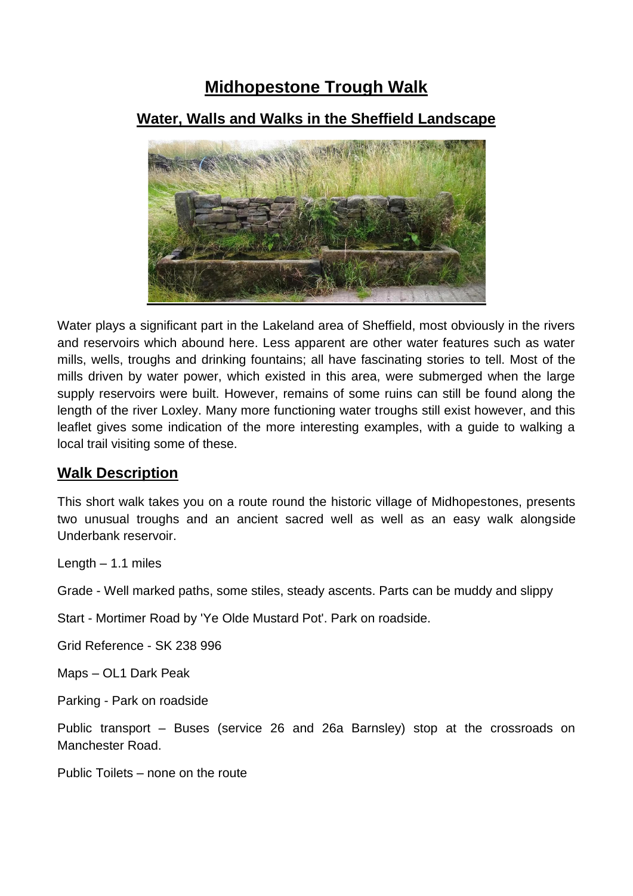# Midhopestone Trough Walk

## Water, Walls and Walks in the Sheffield Landscape

Water plays a significant part in the Lakeland area of Sheffield, most obviously in the rivers and reservoirs which abound here. Less apparent are other water features such as water mills, wells, troughs and drinking fountains; all have fascinating stories to tell. Most of the mills driven by water power, which existed in this area, were submerged when the large supply reservoirs were built. However, remains of some ruins can still be found along the length of the river Loxley. Many more functioning water troughs still exist however, and this leaflet gives some indication of the more interesting examples, with a guide to walking a local trail visiting some of these.

## Walk Description

This short walk takes you on a route round the historic village of Midhopestones, presents two unusual troughs and an ancient sacred well as well as an easy walk alongside Underbank reservoir.

Length – 1.1 miles

Grade - Well marked paths, some stiles, steady ascents. Parts can be muddy and slippy

Start - Mortimer Road by 'Ye Olde Mustard Pot'. Park on roadside.

Grid Reference - SK 238 996

Maps – OL1 Dark Peak

Parking - Park on roadside

Public transport – Buses (service 26 and 26a Barnsley) stop at the crossroads on Manchester Road.

Public Toilets – none on the route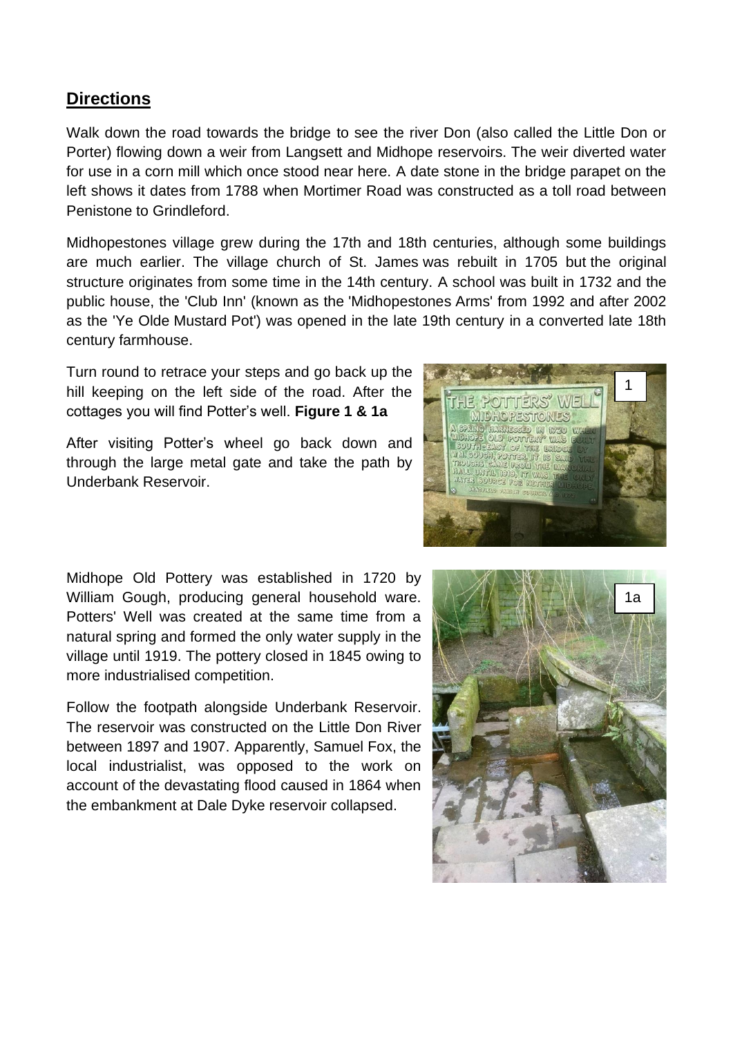## Directions

Walk down the road towards the bridge to see the river Don (also called the Little Don or Porter) flowing down a weir from Langsett and Midhope reservoirs. The weir diverted water for use in a corn mill which once stood near here. A date stone in the bridge parapet on the left shows it dates from 1788 when Mortimer Road was constructed as a toll road between Penistone to Grindleford.

Midhopestones village grew during the 17th and 18th centuries, although some buildings are much earlier. The village church of St. James was rebuilt in 1705 but the original structure originates from some time in the 14th century. A school was built in 1732 and the public house, the 'Club Inn' (known as the 'Midhopestones Arms' from 1992 and after 2002 as the 'Ye Olde Mustard Pot') was opened in the late 19th century in a converted late 18th century farmhouse.

Turn round to retrace your steps and go back up the hill keeping on the left side of the road. After the cottages you will find Potter's well. **Figure 1 & 1a**

After visiting Potter's wheel go back down and through the large metal gate and take the path by Underbank Reservoir.

Midhope Old Pottery was established in 1720 by William Gough, producing general household ware. Potters' Well was created at the same time from a natural spring and formed the only water supply in the village until 1919. The pottery closed in 1845 owing to more industrialised competition.

Follow the footpath alongside Underbank Reservoir. The reservoir was constructed on the Little Don River between 1897 and 1907. Apparently, Samuel Fox, the local industrialist, was opposed to the work on account of the devastating flood caused in 1864 when the embankment at Dale Dyke reservoir collapsed.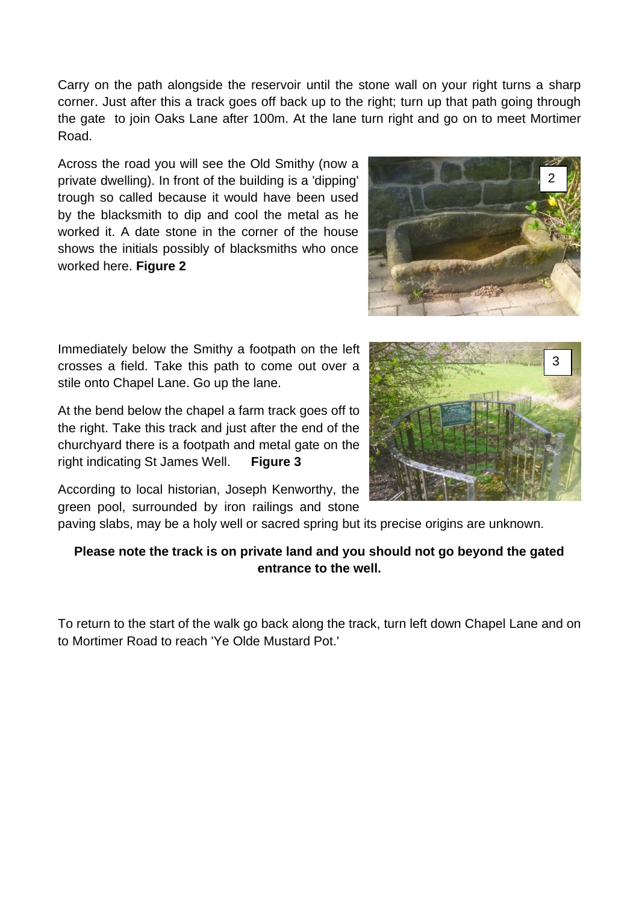Carry on the path alongside the reservoir until the stone wall on your right turns a sharp corner. Just after this a track goes off back up to the right; turn up that path going through the gate to join Oaks Lane after 100m. At the lane turn right and go on to meet Mortimer Road.

Across the road you will see the Old Smithy (now a private dwelling). In front of the building is a 'dipping' trough so called because it would have been used by the blacksmith to dip and cool the metal as he worked it. A date stone in the corner of the house shows the initials possibly of blacksmiths who once worked here. **Figure 2**

Immediately below the Smithy a footpath on the left crosses a field. Take this path to come out over a stile onto Chapel Lane. Go up the lane.

At the bend below the chapel a farm track goes off to the right. Take this track and just after the end of the churchyard there is a footpath and metal gate on the right indicating St James Well. **Figure 3**

According to local historian, Joseph Kenworthy, the green pool, surrounded by iron railings and stone paving slabs, may be a holy well or sacred spring but its precise origins are unknown.

**Please note the track is on private land and you should not go beyond the gated entrance to the well.**

To return to the start of the walk go back along the track, turn left down Chapel Lane and on to Mortimer Road to reach 'Ye Olde Mustard Pot.'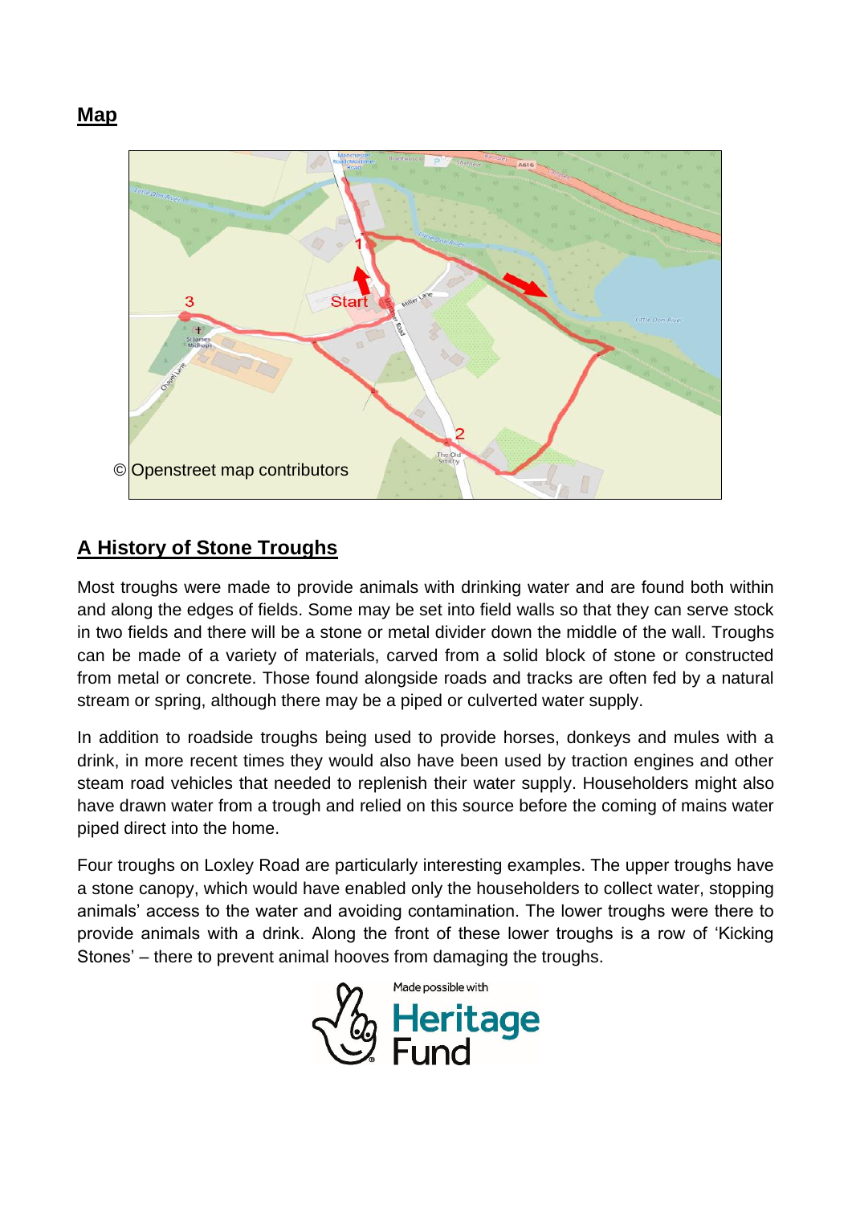## Map

© Openstreet map contributors

## A History of Stone Troughs

Most troughs were made to provide animals with drinking water and are found both within and along the edges of fields. Some may be set into field walls so that they can serve stock in two fields and there will be a stone or metal divider down the middle of the wall. Troughs can be made of a variety of materials, carved from a solid block of stone or constructed from metal or concrete. Those found alongside roads and tracks are often fed by a natural stream or spring, although there may be a piped or culverted water supply.

In addition to roadside troughs being used to provide horses, donkeys and mules with a drink, in more recent times they would also have been used by traction engines and other steam road vehicles that needed to replenish their water supply. Householders might also have drawn water from a trough and relied on this source before the coming of mains water piped direct into the home.

Four troughs on Loxley Road are particularly interesting examples. The upper troughs have a stone canopy, which would have enabled only the householders to collect water, stopping animals' access to the water and avoiding contamination. The lower troughs were there to provide animals with a drink. Along the front of these lower troughs is a row of 'Kicking Stones' – there to prevent animal hooves from damaging the troughs.

Made possible with Heritage Fund